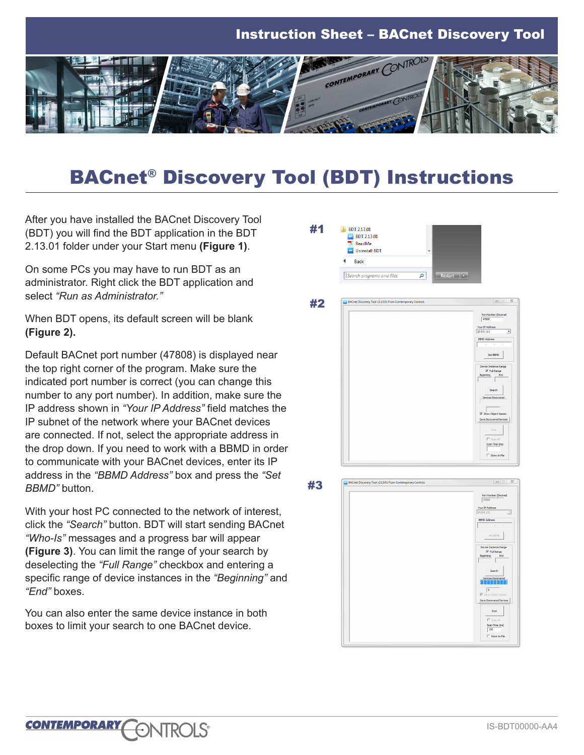# BACnet® Discovery Tool (BDT) Instructions

After you have installed the BACnet Discovery Tool (BDT) you will find the BDT application in the BDT 2.13.01 folder under your Start menu **(Figure 1)**.

On some PCs you may have to run BDT as an administrator. Right click the BDT application and select *“Run as Administrator.”*

When BDT opens, its default screen will be blank **(Figure 2).**

Default BACnet port number (47808) is displayed near the top right corner of the program. Make sure the indicated port number is correct (you can change this number to any port number). In addition, make sure the IP address shown in *“Your IP Address”* field matches the IP subnet of the network where your BACnet devices are connected. If not, select the appropriate address in the drop down. If you need to work with a BBMD in order to communicate with your BACnet devices, enter its IP address in the *“BBMD Address”* box and press the *“Set BBMD”* button.

With your host PC connected to the network of interest, click the *“Search”* button. BDT will start sending BACnet *“Who-Is”* messages and a progress bar will appear **(Figure 3)**. You can limit the range of your search by deselecting the *“Full Range”* checkbox and entering a specific range of device instances in the *“Beginning”* and *“End”* boxes.

You can also enter the same device instance in both boxes to limit your search to one BACnet device.

#1

#2

#3

IS-BDT00000-AA4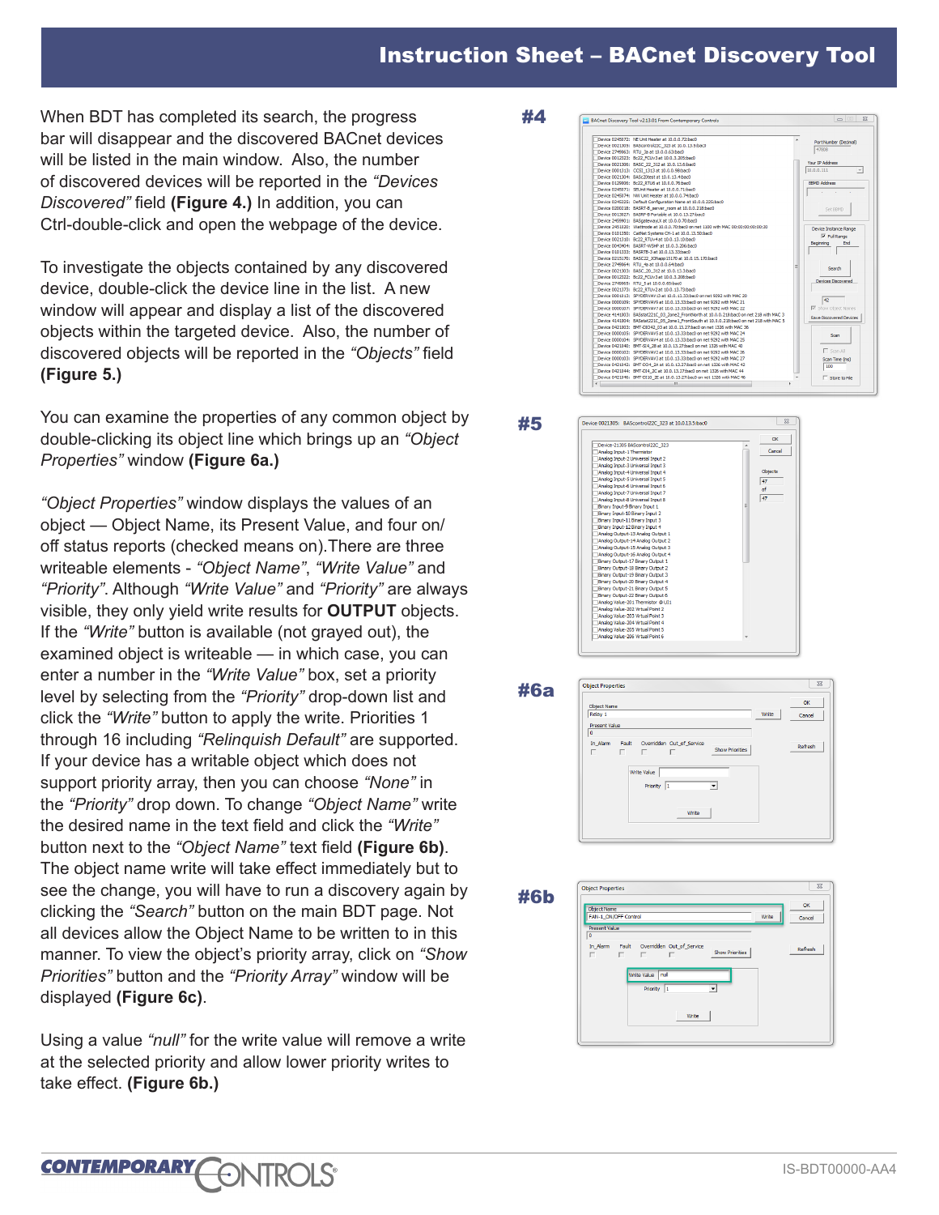When BDT has completed its search, the progress bar will disappear and the discovered BACnet devices will be listed in the main window. Also, the number of discovered devices will be reported in the *"Devices Discovered"* field **(Figure 4.)** In addition, you can Ctrl-double-click and open the webpage of the device.

To investigate the objects contained by any discovered device, double-click the device line in the list. A new window will appear and display a list of the discovered objects within the targeted device. Also, the number of discovered objects will be reported in the *"Objects"* field **(Figure 5.)**

You can examine the properties of any common object by double-clicking its object line which brings up an *"Object Properties"* window **(Figure 6a.)**

*"Object Properties"* window displays the values of an object — Object Name, its Present Value, and four on/off status reports (checked means on).There are three writeable elements - *"Object Name"*, *"Write Value"* and *"Priority"*. Although *"Write Value"* and *"Priority"* are always visible, they only yield write results for **OUTPUT** objects. If the *"Write"* button is available (not grayed out), the examined object is writeable — in which case, you can enter a number in the *"Write Value"* box, set a priority level by selecting from the *"Priority"* drop-down list and click the *"Write"* button to apply the write. Priorities 1 through 16 including *"Relinquish Default"* are supported. If your device has a writable object which does not support priority array, then you can choose *"None"* in the *"Priority"* drop down. To change *"Object Name"* write the desired name in the text field and click the *"Write"* button next to the *"Object Name"* text field **(Figure 6b)**. The object name write will take effect immediately but to see the change, you will have to run a discovery again by clicking the *"Search"* button on the main BDT page. Not all devices allow the Object Name to be written to in this manner. To view the object's priority array, click on *"Show Priorities"* button and the *"Priority Array"* window will be displayed **(Figure 6c)**.

Using a value *"null"* for the write value will remove a write at the selected priority and allow lower priority writes to take effect. **(Figure 6b.)**

**#4**

**#5**

**#6a**

**#6b**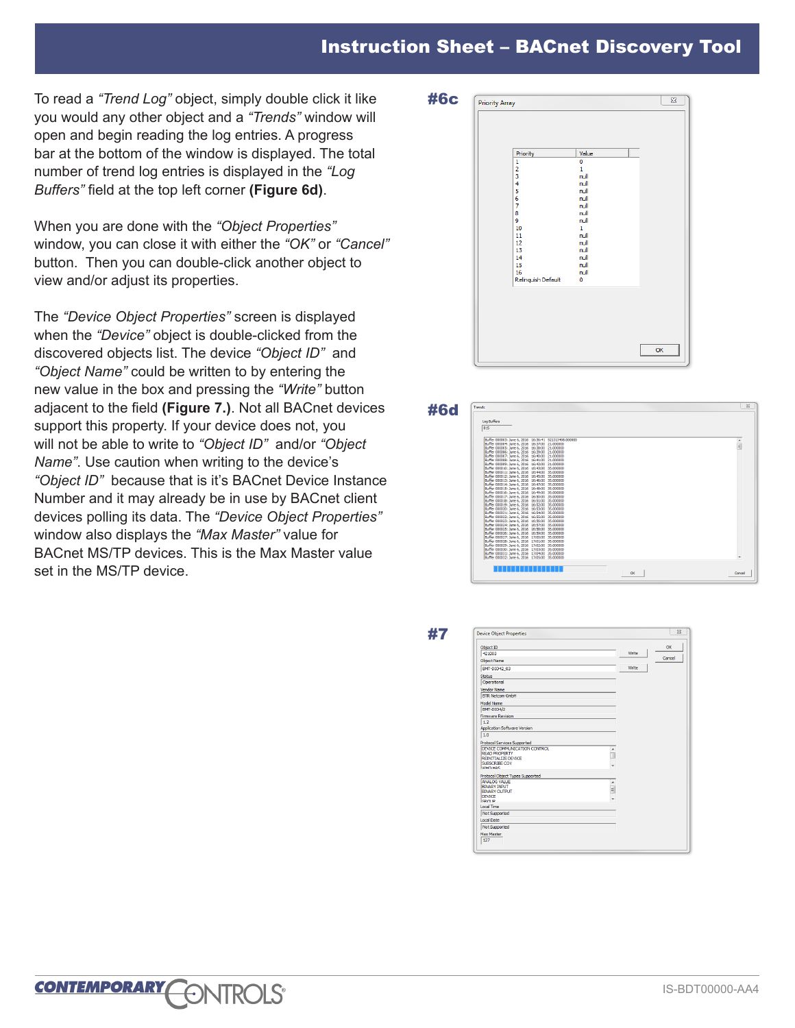To read a *"Trend Log"* object, simply double click it like you would any other object and a *"Trends"* window will open and begin reading the log entries. A progress bar at the bottom of the window is displayed. The total number of trend log entries is displayed in the *"Log Buffers"* field at the top left corner **(Figure 6d)**.

When you are done with the *"Object Properties"* window, you can close it with either the *"OK"* or *"Cancel"* button. Then you can double-click another object to view and/or adjust its properties.

The *"Device Object Properties"* screen is displayed when the *"Device"* object is double-clicked from the discovered objects list. The device *"Object ID"* and *"Object Name"* could be written to by entering the new value in the box and pressing the *"Write"* button adjacent to the field **(Figure 7.)**. Not all BACnet devices support this property. If your device does not, you will not be able to write to *"Object ID"* and/or *"Object Name"*. Use caution when writing to the device's *"Object ID"* because that is it's BACnet Device Instance Number and it may already be in use by BACnet client devices polling its data. The *"Device Object Properties"* window also displays the *"Max Master"* value for BACnet MS/TP devices. This is the Max Master value set in the MS/TP device.

**#6c**

**#6d**

**#7**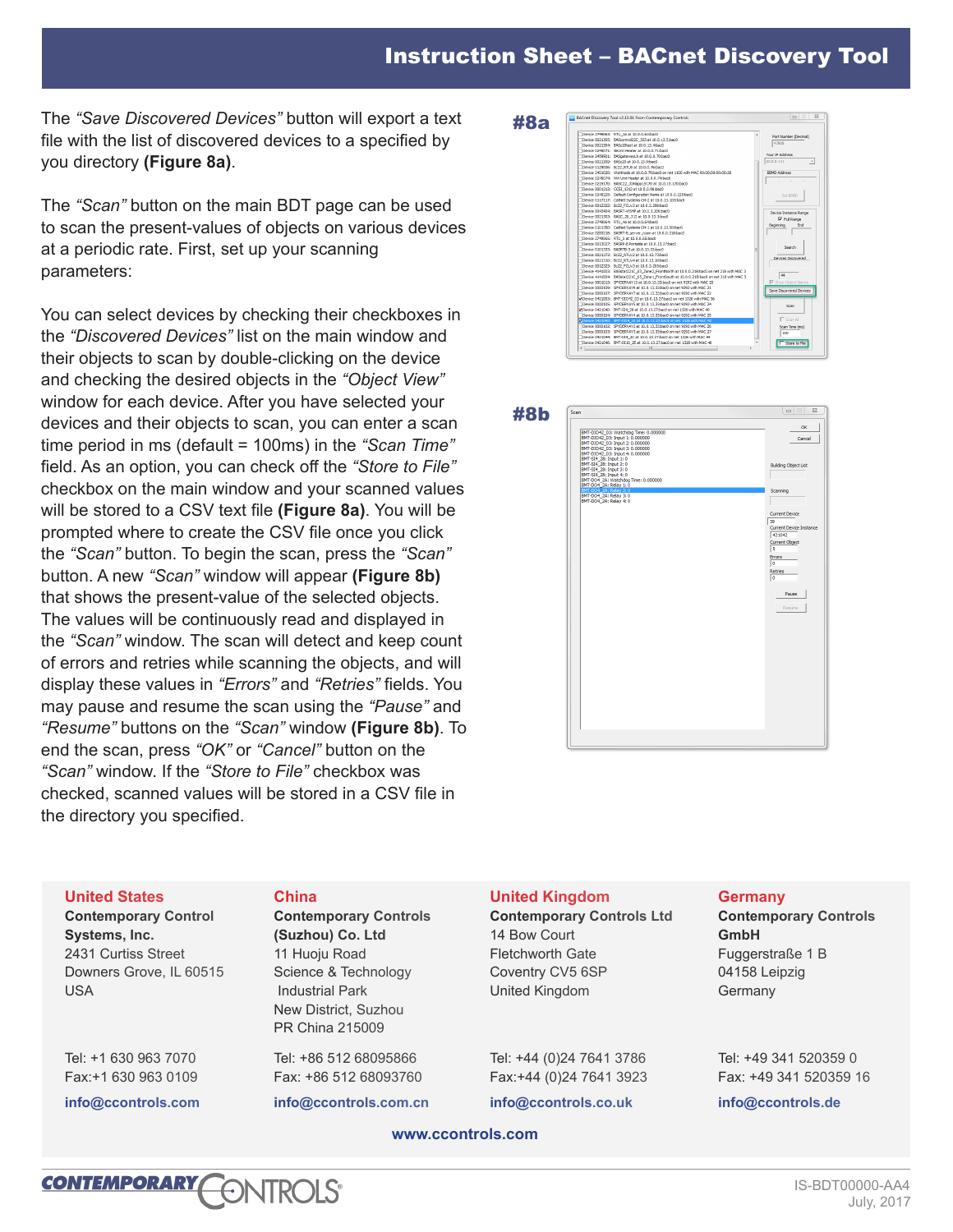The *"Save Discovered Devices"* button will export a text file with the list of discovered devices to a specified by you directory **(Figure 8a)**.

The *"Scan"* button on the main BDT page can be used to scan the present-values of objects on various devices at a periodic rate. First, set up your scanning parameters:

You can select devices by checking their checkboxes in the *"Discovered Devices"* list on the main window and their objects to scan by double-clicking on the device and checking the desired objects in the *"Object View"* window for each device. After you have selected your devices and their objects to scan, you can enter a scan time period in ms (default = 100ms) in the *"Scan Time"* field. As an option, you can check off the *"Store to File"* checkbox on the main window and your scanned values will be stored to a CSV text file **(Figure 8a)**. You will be prompted where to create the CSV file once you click the *"Scan"* button. To begin the scan, press the *"Scan"* button. A new *"Scan"* window will appear **(Figure 8b)** that shows the present-value of the selected objects. The values will be continuously read and displayed in the *"Scan"* window. The scan will detect and keep count of errors and retries while scanning the objects, and will display these values in *"Errors"* and *"Retries"* fields. You may pause and resume the scan using the *"Pause"* and *"Resume"* buttons on the *"Scan"* window **(Figure 8b)**. To end the scan, press *"OK"* or *"Cancel"* button on the *"Scan"* window. If the *"Store to File"* checkbox was checked, scanned values will be stored in a CSV file in the directory you specified.

**#8a**

**#8b**

**United States**
**Contemporary Control Systems, Inc.**
2431 Curtiss Street
Downers Grove, IL 60515
USA

Tel: +1 630 963 7070
Fax:+1 630 963 0109

**info@ccontrols.com**

**China**
**Contemporary Controls (Suzhou) Co. Ltd**
11 Huoju Road
Science & Technology Industrial Park
New District, Suzhou
PR China 215009

Tel: +86 512 68095866
Fax: +86 512 68093760

**info@ccontrols.com.cn**

**United Kingdom**
**Contemporary Controls Ltd**
14 Bow Court
Fletchworth Gate
Coventry CV5 6SP
United Kingdom

Tel: +44 (0)24 7641 3786
Fax:+44 (0)24 7641 3923

**info@ccontrols.co.uk**

**Germany**
**Contemporary Controls GmbH**
Fuggerstraße 1 B
04158 Leipzig
Germany

Tel: +49 341 520359 0
Fax: +49 341 520359 16

**info@ccontrols.de**

**www.ccontrols.com**

IS-BDT00000-AA4
July, 2017